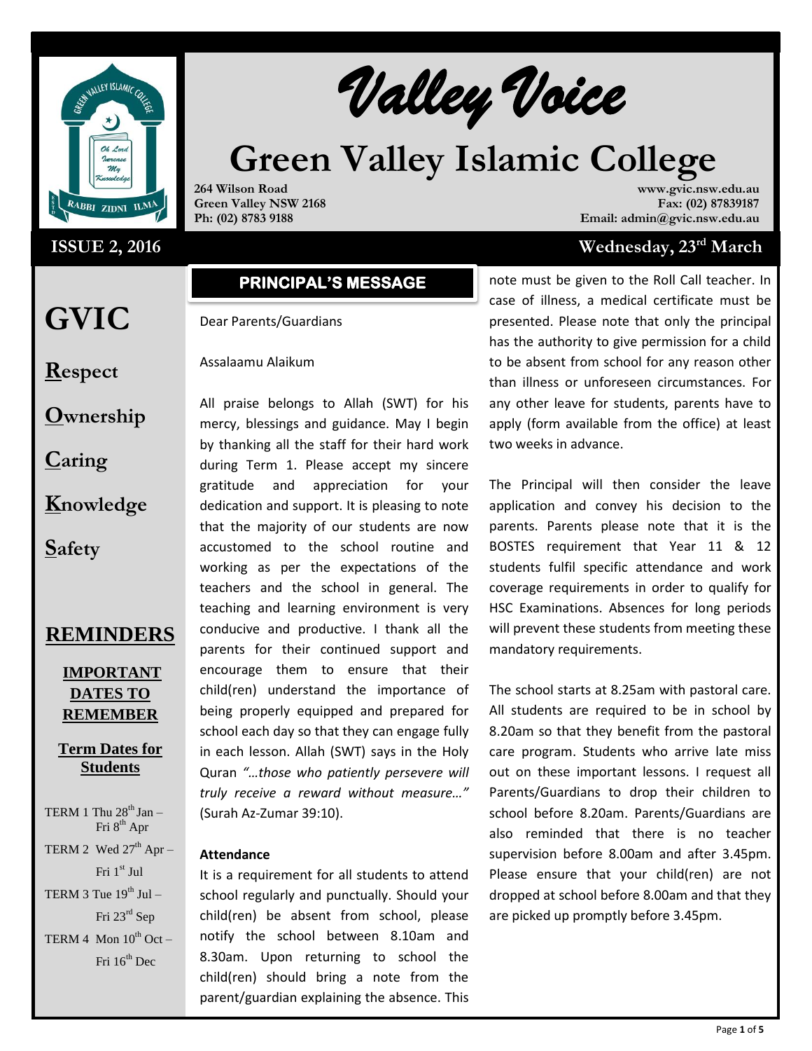# Valley Voice

# Green Valley Islamic College

**264 Wilson Road**
**Green Valley NSW 2168**
**Ph: (02) 8783 9188**

**www.gvic.nsw.edu.au**
**Fax: (02) 87839187**
**Email: admin@gvic.nsw.edu.au**

**ISSUE 2, 2016** — **Wednesday, 23rd March**

# GVIC

**R**espect

**O**wnership

**C**aring

**K**nowledge

**S**afety

## REMINDERS

### IMPORTANT DATES TO REMEMBER

#### Term Dates for Students

TERM 1 Thu 28th Jan – Fri 8th Apr

TERM 2 Wed 27th Apr – Fri 1st Jul

TERM 3 Tue 19th Jul – Fri 23rd Sep

TERM 4 Mon 10th Oct – Fri 16th Dec

## PRINCIPAL'S MESSAGE

Dear Parents/Guardians

Assalaamu Alaikum

All praise belongs to Allah (SWT) for his mercy, blessings and guidance. May I begin by thanking all the staff for their hard work during Term 1. Please accept my sincere gratitude and appreciation for your dedication and support. It is pleasing to note that the majority of our students are now accustomed to the school routine and working as per the expectations of the teachers and the school in general. The teaching and learning environment is very conducive and productive. I thank all the parents for their continued support and encourage them to ensure that their child(ren) understand the importance of being properly equipped and prepared for school each day so that they can engage fully in each lesson. Allah (SWT) says in the Holy Quran *"…those who patiently persevere will truly receive a reward without measure…"* (Surah Az-Zumar 39:10).

### Attendance

It is a requirement for all students to attend school regularly and punctually. Should your child(ren) be absent from school, please notify the school between 8.10am and 8.30am. Upon returning to school the child(ren) should bring a note from the parent/guardian explaining the absence. This note must be given to the Roll Call teacher. In case of illness, a medical certificate must be presented. Please note that only the principal has the authority to give permission for a child to be absent from school for any reason other than illness or unforeseen circumstances. For any other leave for students, parents have to apply (form available from the office) at least two weeks in advance.

The Principal will then consider the leave application and convey his decision to the parents. Parents please note that it is the BOSTES requirement that Year 11 & 12 students fulfil specific attendance and work coverage requirements in order to qualify for HSC Examinations. Absences for long periods will prevent these students from meeting these mandatory requirements.

The school starts at 8.25am with pastoral care. All students are required to be in school by 8.20am so that they benefit from the pastoral care program. Students who arrive late miss out on these important lessons. I request all Parents/Guardians to drop their children to school before 8.20am. Parents/Guardians are also reminded that there is no teacher supervision before 8.00am and after 3.45pm. Please ensure that your child(ren) are not dropped at school before 8.00am and that they are picked up promptly before 3.45pm.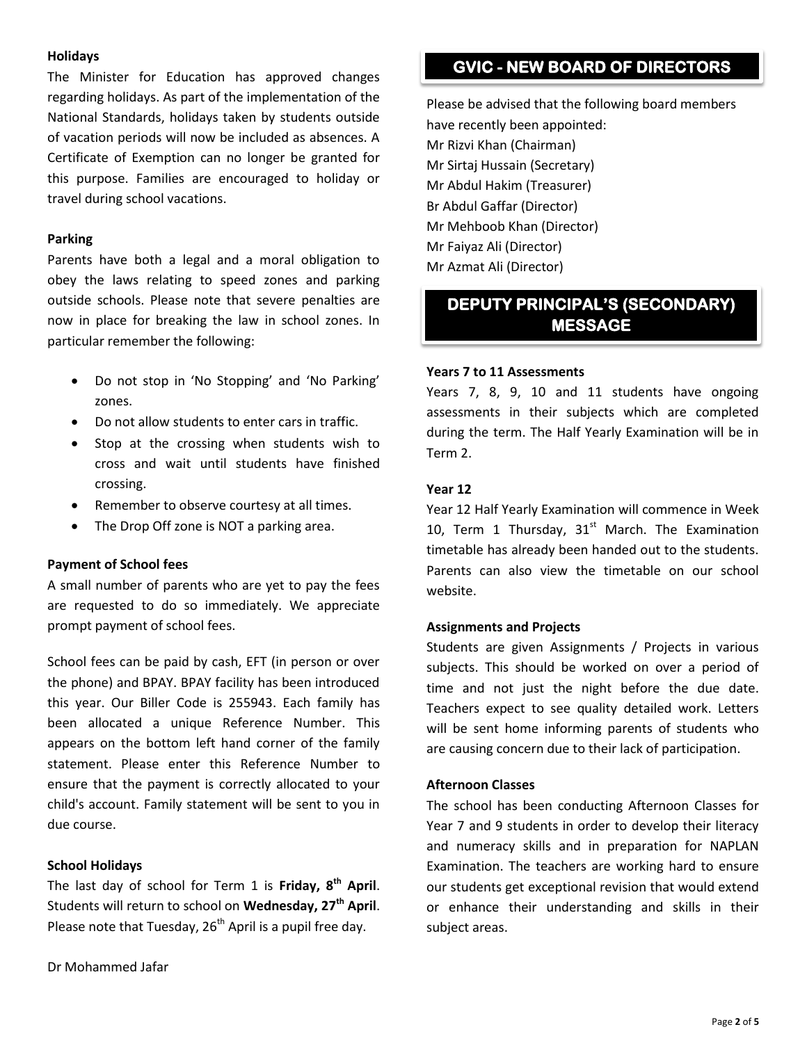**Holidays**

The Minister for Education has approved changes regarding holidays. As part of the implementation of the National Standards, holidays taken by students outside of vacation periods will now be included as absences. A Certificate of Exemption can no longer be granted for this purpose. Families are encouraged to holiday or travel during school vacations.

**Parking**

Parents have both a legal and a moral obligation to obey the laws relating to speed zones and parking outside schools. Please note that severe penalties are now in place for breaking the law in school zones. In particular remember the following:

- Do not stop in 'No Stopping' and 'No Parking' zones.
- Do not allow students to enter cars in traffic.
- Stop at the crossing when students wish to cross and wait until students have finished crossing.
- Remember to observe courtesy at all times.
- The Drop Off zone is NOT a parking area.

**Payment of School fees**

A small number of parents who are yet to pay the fees are requested to do so immediately. We appreciate prompt payment of school fees.

School fees can be paid by cash, EFT (in person or over the phone) and BPAY. BPAY facility has been introduced this year. Our Biller Code is 255943. Each family has been allocated a unique Reference Number. This appears on the bottom left hand corner of the family statement. Please enter this Reference Number to ensure that the payment is correctly allocated to your child's account. Family statement will be sent to you in due course.

**School Holidays**

The last day of school for Term 1 is **Friday, 8th April**. Students will return to school on **Wednesday, 27th April**. Please note that Tuesday, 26th April is a pupil free day.

Dr Mohammed Jafar

## GVIC - NEW BOARD OF DIRECTORS

Please be advised that the following board members have recently been appointed:
Mr Rizvi Khan (Chairman)
Mr Sirtaj Hussain (Secretary)
Mr Abdul Hakim (Treasurer)
Br Abdul Gaffar (Director)
Mr Mehboob Khan (Director)
Mr Faiyaz Ali (Director)
Mr Azmat Ali (Director)

## DEPUTY PRINCIPAL'S (SECONDARY) MESSAGE

**Years 7 to 11 Assessments**

Years 7, 8, 9, 10 and 11 students have ongoing assessments in their subjects which are completed during the term. The Half Yearly Examination will be in Term 2.

**Year 12**

Year 12 Half Yearly Examination will commence in Week 10, Term 1 Thursday, 31st March. The Examination timetable has already been handed out to the students. Parents can also view the timetable on our school website.

**Assignments and Projects**

Students are given Assignments / Projects in various subjects. This should be worked on over a period of time and not just the night before the due date. Teachers expect to see quality detailed work. Letters will be sent home informing parents of students who are causing concern due to their lack of participation.

**Afternoon Classes**

The school has been conducting Afternoon Classes for Year 7 and 9 students in order to develop their literacy and numeracy skills and in preparation for NAPLAN Examination. The teachers are working hard to ensure our students get exceptional revision that would extend or enhance their understanding and skills in their subject areas.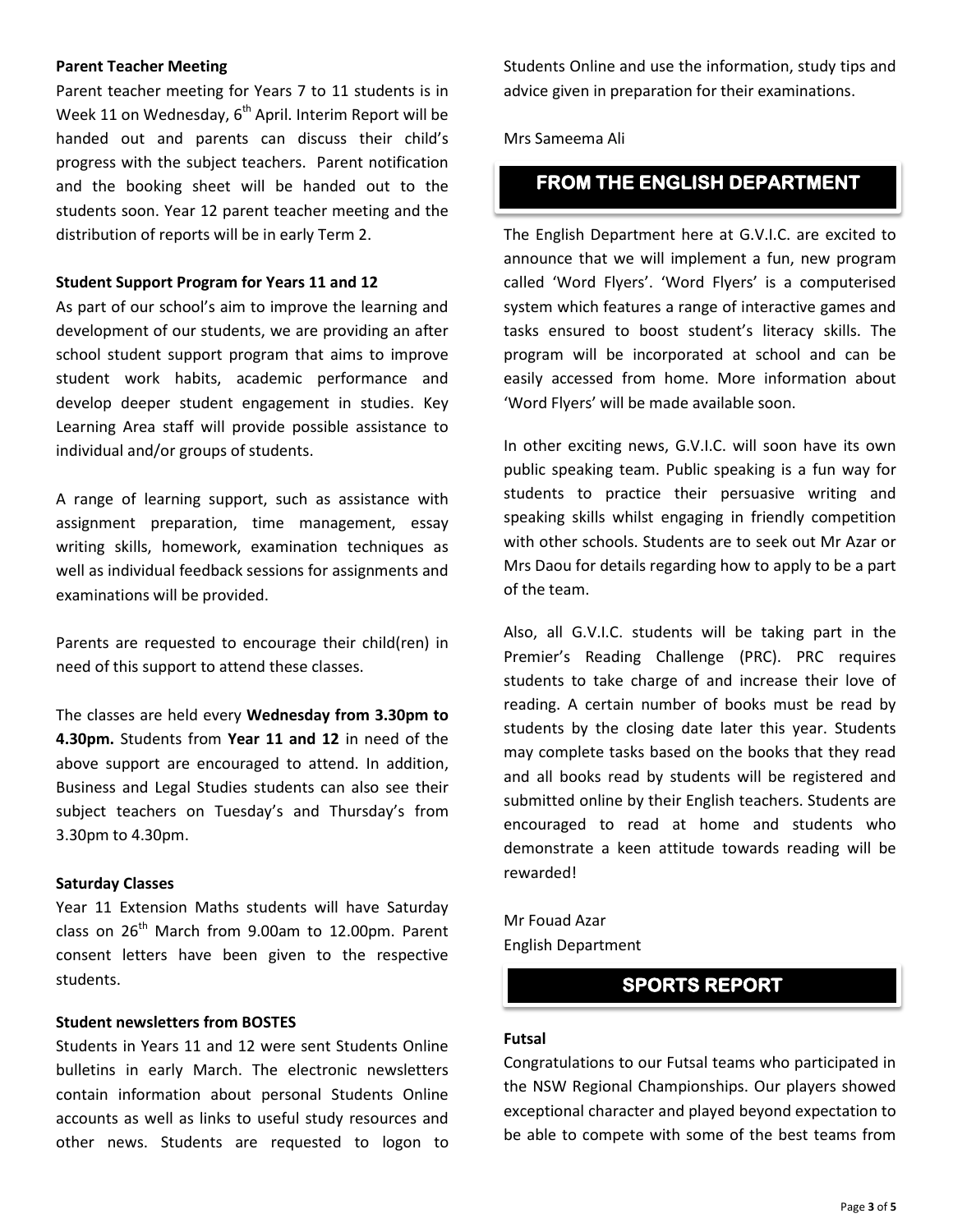**Parent Teacher Meeting**

Parent teacher meeting for Years 7 to 11 students is in Week 11 on Wednesday, 6th April. Interim Report will be handed out and parents can discuss their child's progress with the subject teachers. Parent notification and the booking sheet will be handed out to the students soon. Year 12 parent teacher meeting and the distribution of reports will be in early Term 2.

**Student Support Program for Years 11 and 12**

As part of our school's aim to improve the learning and development of our students, we are providing an after school student support program that aims to improve student work habits, academic performance and develop deeper student engagement in studies. Key Learning Area staff will provide possible assistance to individual and/or groups of students.

A range of learning support, such as assistance with assignment preparation, time management, essay writing skills, homework, examination techniques as well as individual feedback sessions for assignments and examinations will be provided.

Parents are requested to encourage their child(ren) in need of this support to attend these classes.

The classes are held every **Wednesday from 3.30pm to 4.30pm.** Students from **Year 11 and 12** in need of the above support are encouraged to attend. In addition, Business and Legal Studies students can also see their subject teachers on Tuesday's and Thursday's from 3.30pm to 4.30pm.

**Saturday Classes**

Year 11 Extension Maths students will have Saturday class on 26th March from 9.00am to 12.00pm. Parent consent letters have been given to the respective students.

**Student newsletters from BOSTES**

Students in Years 11 and 12 were sent Students Online bulletins in early March. The electronic newsletters contain information about personal Students Online accounts as well as links to useful study resources and other news. Students are requested to logon to Students Online and use the information, study tips and advice given in preparation for their examinations.

Mrs Sameema Ali

## FROM THE ENGLISH DEPARTMENT

The English Department here at G.V.I.C. are excited to announce that we will implement a fun, new program called 'Word Flyers'. 'Word Flyers' is a computerised system which features a range of interactive games and tasks ensured to boost student's literacy skills. The program will be incorporated at school and can be easily accessed from home. More information about 'Word Flyers' will be made available soon.

In other exciting news, G.V.I.C. will soon have its own public speaking team. Public speaking is a fun way for students to practice their persuasive writing and speaking skills whilst engaging in friendly competition with other schools. Students are to seek out Mr Azar or Mrs Daou for details regarding how to apply to be a part of the team.

Also, all G.V.I.C. students will be taking part in the Premier's Reading Challenge (PRC). PRC requires students to take charge of and increase their love of reading. A certain number of books must be read by students by the closing date later this year. Students may complete tasks based on the books that they read and all books read by students will be registered and submitted online by their English teachers. Students are encouraged to read at home and students who demonstrate a keen attitude towards reading will be rewarded!

Mr Fouad Azar
English Department

## SPORTS REPORT

**Futsal**

Congratulations to our Futsal teams who participated in the NSW Regional Championships. Our players showed exceptional character and played beyond expectation to be able to compete with some of the best teams from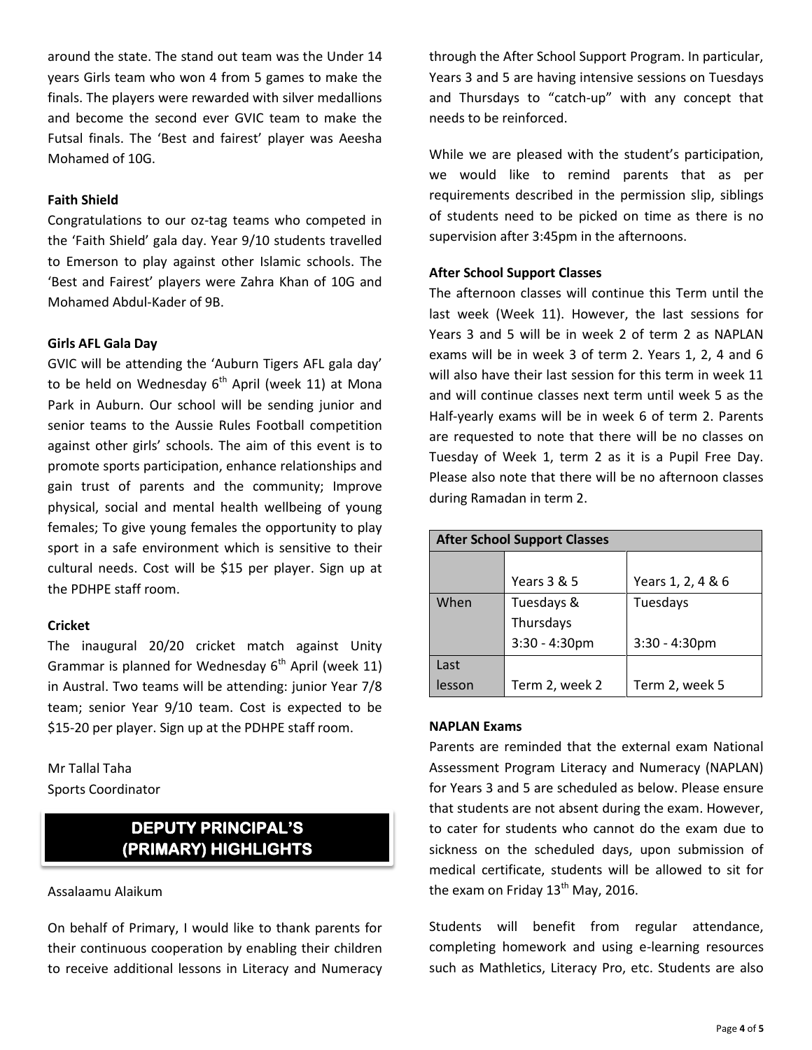around the state. The stand out team was the Under 14 years Girls team who won 4 from 5 games to make the finals. The players were rewarded with silver medallions and become the second ever GVIC team to make the Futsal finals. The 'Best and fairest' player was Aeesha Mohamed of 10G.

**Faith Shield**

Congratulations to our oz-tag teams who competed in the 'Faith Shield' gala day. Year 9/10 students travelled to Emerson to play against other Islamic schools. The 'Best and Fairest' players were Zahra Khan of 10G and Mohamed Abdul-Kader of 9B.

**Girls AFL Gala Day**

GVIC will be attending the 'Auburn Tigers AFL gala day' to be held on Wednesday 6th April (week 11) at Mona Park in Auburn. Our school will be sending junior and senior teams to the Aussie Rules Football competition against other girls' schools. The aim of this event is to promote sports participation, enhance relationships and gain trust of parents and the community; Improve physical, social and mental health wellbeing of young females; To give young females the opportunity to play sport in a safe environment which is sensitive to their cultural needs. Cost will be $15 per player. Sign up at the PDHPE staff room.

**Cricket**

The inaugural 20/20 cricket match against Unity Grammar is planned for Wednesday 6th April (week 11) in Austral. Two teams will be attending: junior Year 7/8 team; senior Year 9/10 team. Cost is expected to be $15-20 per player. Sign up at the PDHPE staff room.

Mr Tallal Taha
Sports Coordinator

## DEPUTY PRINCIPAL'S (PRIMARY) HIGHLIGHTS

Assalaamu Alaikum

On behalf of Primary, I would like to thank parents for their continuous cooperation by enabling their children to receive additional lessons in Literacy and Numeracy through the After School Support Program. In particular, Years 3 and 5 are having intensive sessions on Tuesdays and Thursdays to "catch-up" with any concept that needs to be reinforced.

While we are pleased with the student's participation, we would like to remind parents that as per requirements described in the permission slip, siblings of students need to be picked on time as there is no supervision after 3:45pm in the afternoons.

**After School Support Classes**

The afternoon classes will continue this Term until the last week (Week 11). However, the last sessions for Years 3 and 5 will be in week 2 of term 2 as NAPLAN exams will be in week 3 of term 2. Years 1, 2, 4 and 6 will also have their last session for this term in week 11 and will continue classes next term until week 5 as the Half-yearly exams will be in week 6 of term 2. Parents are requested to note that there will be no classes on Tuesday of Week 1, term 2 as it is a Pupil Free Day. Please also note that there will be no afternoon classes during Ramadan in term 2.

| After School Support Classes | | |
|---|---|---|
| | Years 3 & 5 | Years 1, 2, 4 & 6 |
| When | Tuesdays & Thursdays 3:30 - 4:30pm | Tuesdays 3:30 - 4:30pm |
| Last lesson | Term 2, week 2 | Term 2, week 5 |

**NAPLAN Exams**

Parents are reminded that the external exam National Assessment Program Literacy and Numeracy (NAPLAN) for Years 3 and 5 are scheduled as below. Please ensure that students are not absent during the exam. However, to cater for students who cannot do the exam due to sickness on the scheduled days, upon submission of medical certificate, students will be allowed to sit for the exam on Friday 13th May, 2016.

Students will benefit from regular attendance, completing homework and using e-learning resources such as Mathletics, Literacy Pro, etc. Students are also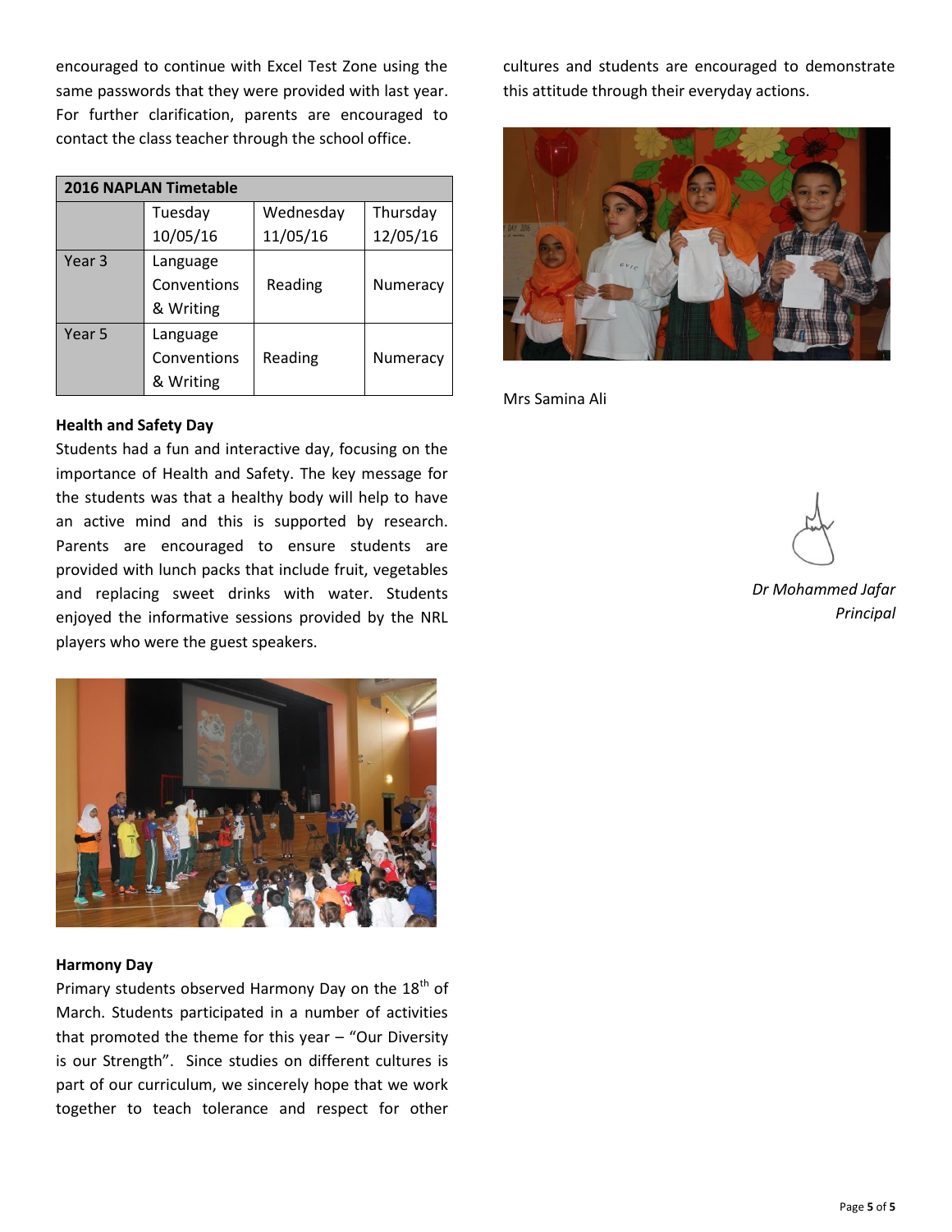encouraged to continue with Excel Test Zone using the same passwords that they were provided with last year. For further clarification, parents are encouraged to contact the class teacher through the school office.

| 2016 NAPLAN Timetable | | | |
|---|---|---|---|
| | Tuesday 10/05/16 | Wednesday 11/05/16 | Thursday 12/05/16 |
| Year 3 | Language Conventions & Writing | Reading | Numeracy |
| Year 5 | Language Conventions & Writing | Reading | Numeracy |

**Health and Safety Day**

Students had a fun and interactive day, focusing on the importance of Health and Safety. The key message for the students was that a healthy body will help to have an active mind and this is supported by research. Parents are encouraged to ensure students are provided with lunch packs that include fruit, vegetables and replacing sweet drinks with water. Students enjoyed the informative sessions provided by the NRL players who were the guest speakers.

**Harmony Day**

Primary students observed Harmony Day on the 18th of March. Students participated in a number of activities that promoted the theme for this year – "Our Diversity is our Strength". Since studies on different cultures is part of our curriculum, we sincerely hope that we work together to teach tolerance and respect for other cultures and students are encouraged to demonstrate this attitude through their everyday actions.

Mrs Samina Ali

*Dr Mohammed Jafar*
*Principal*